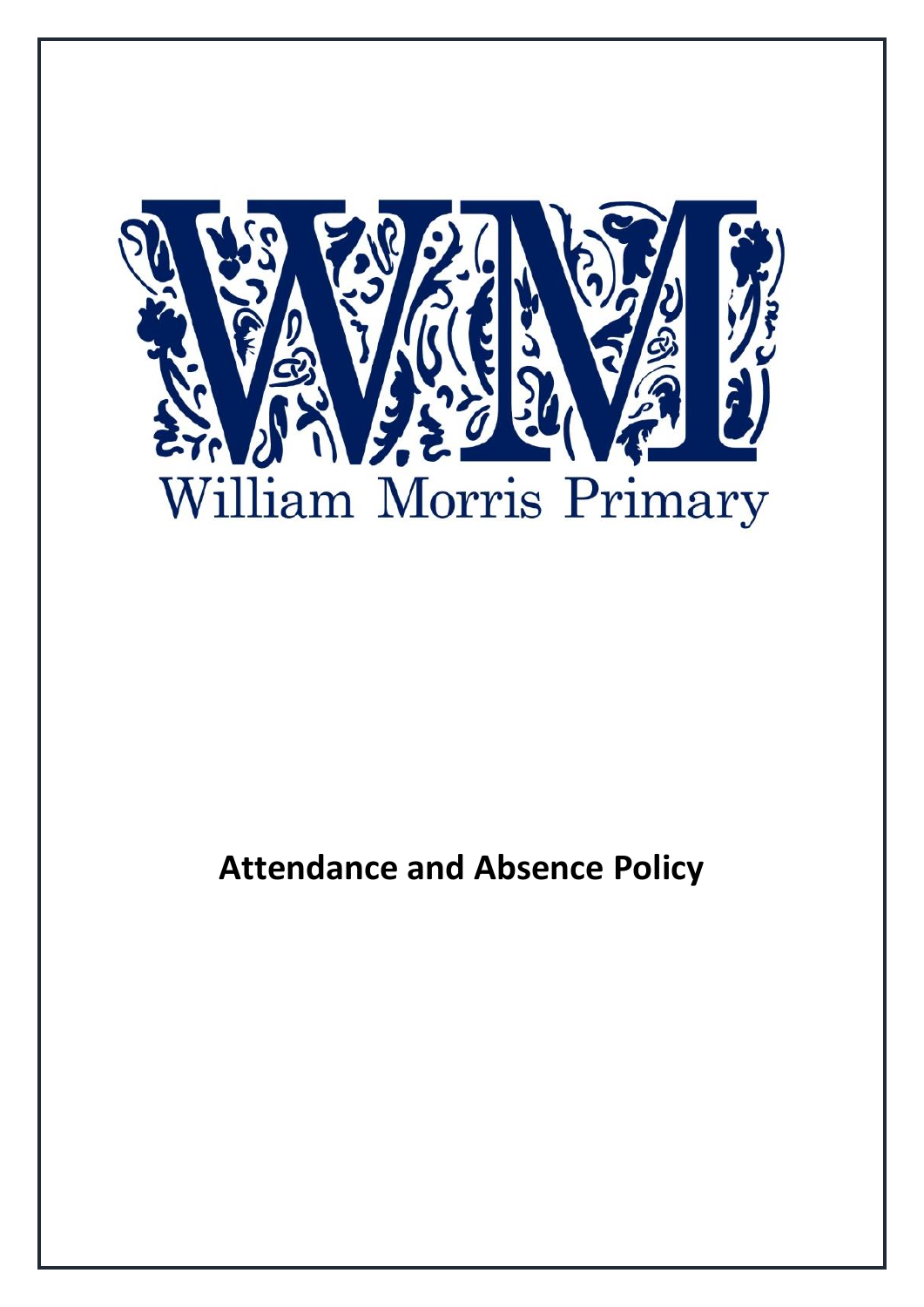William Morris Primary

# Attendance and Absence Policy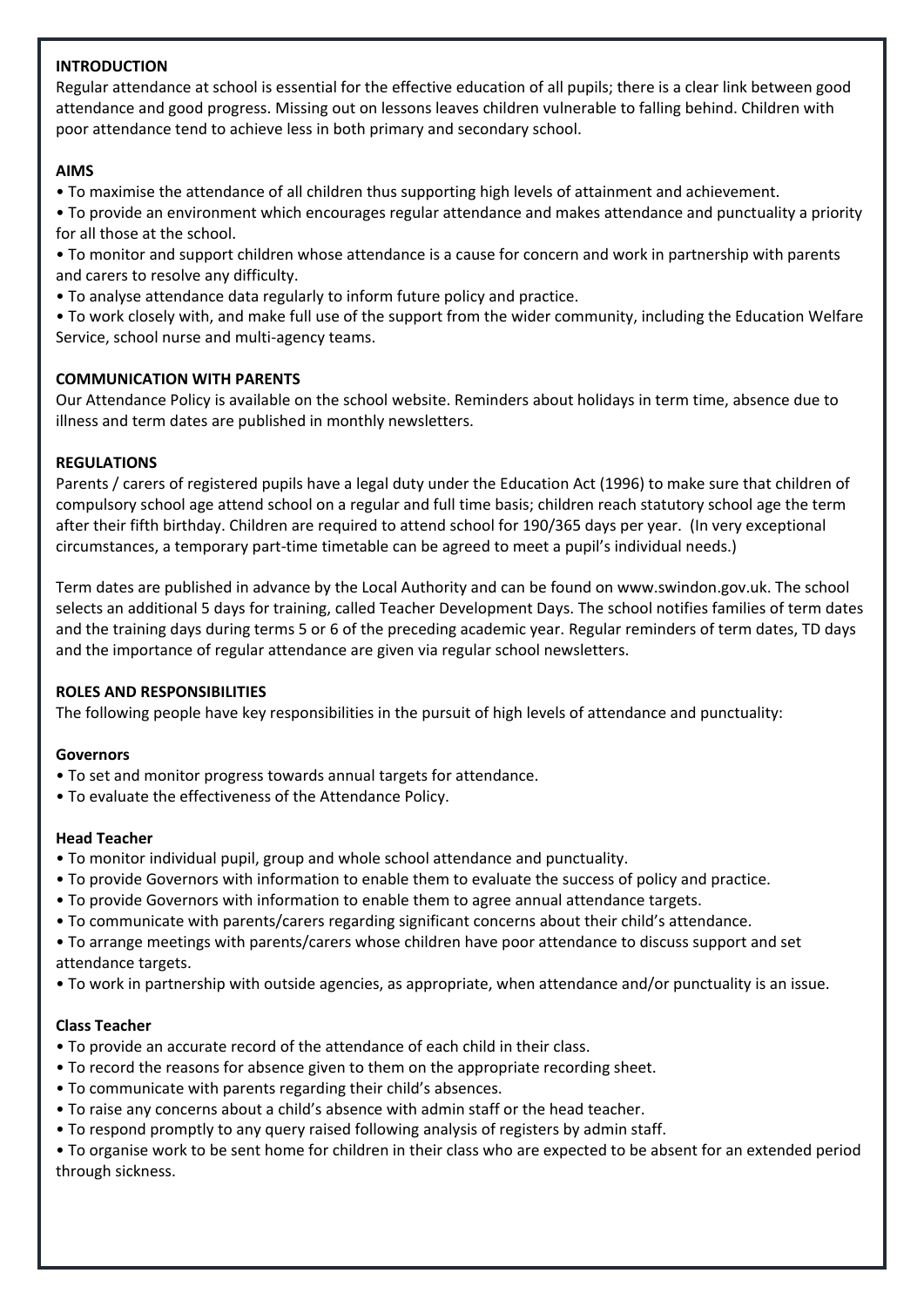## INTRODUCTION

Regular attendance at school is essential for the effective education of all pupils; there is a clear link between good attendance and good progress. Missing out on lessons leaves children vulnerable to falling behind. Children with poor attendance tend to achieve less in both primary and secondary school.

## AIMS

- To maximise the attendance of all children thus supporting high levels of attainment and achievement.
- To provide an environment which encourages regular attendance and makes attendance and punctuality a priority for all those at the school.
- To monitor and support children whose attendance is a cause for concern and work in partnership with parents and carers to resolve any difficulty.
- To analyse attendance data regularly to inform future policy and practice.
- To work closely with, and make full use of the support from the wider community, including the Education Welfare Service, school nurse and multi-agency teams.

## COMMUNICATION WITH PARENTS

Our Attendance Policy is available on the school website. Reminders about holidays in term time, absence due to illness and term dates are published in monthly newsletters.

## REGULATIONS

Parents / carers of registered pupils have a legal duty under the Education Act (1996) to make sure that children of compulsory school age attend school on a regular and full time basis; children reach statutory school age the term after their fifth birthday. Children are required to attend school for 190/365 days per year. (In very exceptional circumstances, a temporary part-time timetable can be agreed to meet a pupil's individual needs.)

Term dates are published in advance by the Local Authority and can be found on www.swindon.gov.uk. The school selects an additional 5 days for training, called Teacher Development Days. The school notifies families of term dates and the training days during terms 5 or 6 of the preceding academic year. Regular reminders of term dates, TD days and the importance of regular attendance are given via regular school newsletters.

## ROLES AND RESPONSIBILITIES

The following people have key responsibilities in the pursuit of high levels of attendance and punctuality:

### Governors

- To set and monitor progress towards annual targets for attendance.
- To evaluate the effectiveness of the Attendance Policy.

### Head Teacher

- To monitor individual pupil, group and whole school attendance and punctuality.
- To provide Governors with information to enable them to evaluate the success of policy and practice.
- To provide Governors with information to enable them to agree annual attendance targets.
- To communicate with parents/carers regarding significant concerns about their child's attendance.
- To arrange meetings with parents/carers whose children have poor attendance to discuss support and set attendance targets.
- To work in partnership with outside agencies, as appropriate, when attendance and/or punctuality is an issue.

### Class Teacher

- To provide an accurate record of the attendance of each child in their class.
- To record the reasons for absence given to them on the appropriate recording sheet.
- To communicate with parents regarding their child's absences.
- To raise any concerns about a child's absence with admin staff or the head teacher.
- To respond promptly to any query raised following analysis of registers by admin staff.
- To organise work to be sent home for children in their class who are expected to be absent for an extended period through sickness.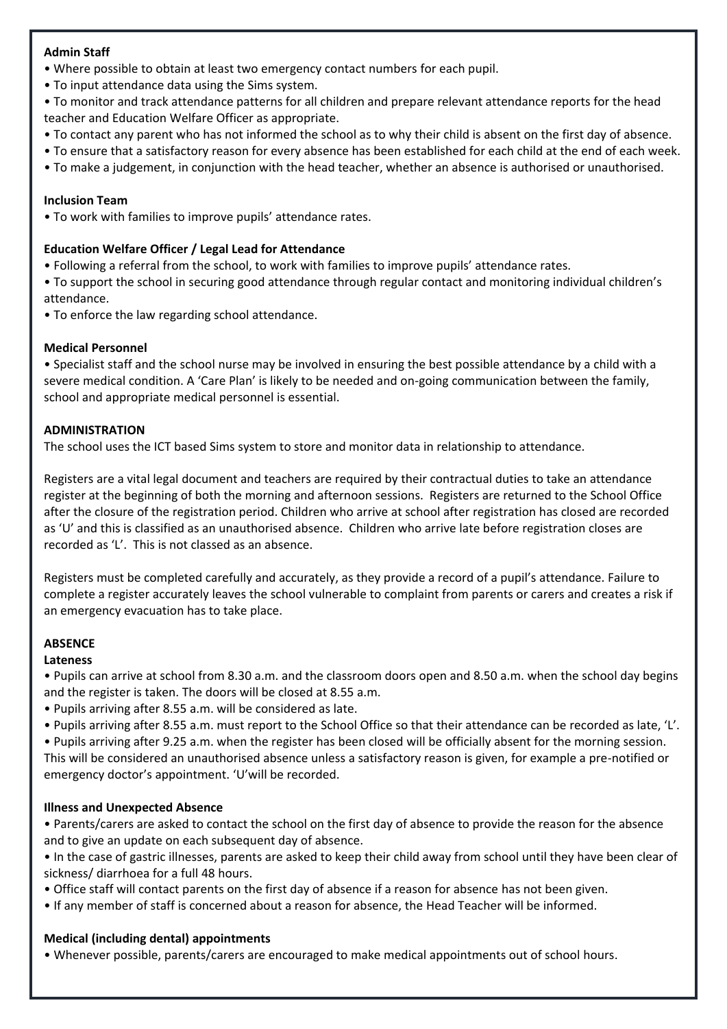**Admin Staff**

- Where possible to obtain at least two emergency contact numbers for each pupil.
- To input attendance data using the Sims system.
- To monitor and track attendance patterns for all children and prepare relevant attendance reports for the head teacher and Education Welfare Officer as appropriate.
- To contact any parent who has not informed the school as to why their child is absent on the first day of absence.
- To ensure that a satisfactory reason for every absence has been established for each child at the end of each week.
- To make a judgement, in conjunction with the head teacher, whether an absence is authorised or unauthorised.

**Inclusion Team**

- To work with families to improve pupils' attendance rates.

**Education Welfare Officer / Legal Lead for Attendance**

- Following a referral from the school, to work with families to improve pupils' attendance rates.
- To support the school in securing good attendance through regular contact and monitoring individual children's attendance.
- To enforce the law regarding school attendance.

**Medical Personnel**

- Specialist staff and the school nurse may be involved in ensuring the best possible attendance by a child with a severe medical condition. A 'Care Plan' is likely to be needed and on-going communication between the family, school and appropriate medical personnel is essential.

**ADMINISTRATION**

The school uses the ICT based Sims system to store and monitor data in relationship to attendance.

Registers are a vital legal document and teachers are required by their contractual duties to take an attendance register at the beginning of both the morning and afternoon sessions. Registers are returned to the School Office after the closure of the registration period. Children who arrive at school after registration has closed are recorded as 'U' and this is classified as an unauthorised absence. Children who arrive late before registration closes are recorded as 'L'. This is not classed as an absence.

Registers must be completed carefully and accurately, as they provide a record of a pupil's attendance. Failure to complete a register accurately leaves the school vulnerable to complaint from parents or carers and creates a risk if an emergency evacuation has to take place.

**ABSENCE**

**Lateness**

- Pupils can arrive at school from 8.30 a.m. and the classroom doors open and 8.50 a.m. when the school day begins and the register is taken. The doors will be closed at 8.55 a.m.
- Pupils arriving after 8.55 a.m. will be considered as late.
- Pupils arriving after 8.55 a.m. must report to the School Office so that their attendance can be recorded as late, 'L'.
- Pupils arriving after 9.25 a.m. when the register has been closed will be officially absent for the morning session. This will be considered an unauthorised absence unless a satisfactory reason is given, for example a pre-notified or emergency doctor's appointment. 'U'will be recorded.

**Illness and Unexpected Absence**

- Parents/carers are asked to contact the school on the first day of absence to provide the reason for the absence and to give an update on each subsequent day of absence.
- In the case of gastric illnesses, parents are asked to keep their child away from school until they have been clear of sickness/ diarrhoea for a full 48 hours.
- Office staff will contact parents on the first day of absence if a reason for absence has not been given.
- If any member of staff is concerned about a reason for absence, the Head Teacher will be informed.

**Medical (including dental) appointments**

- Whenever possible, parents/carers are encouraged to make medical appointments out of school hours.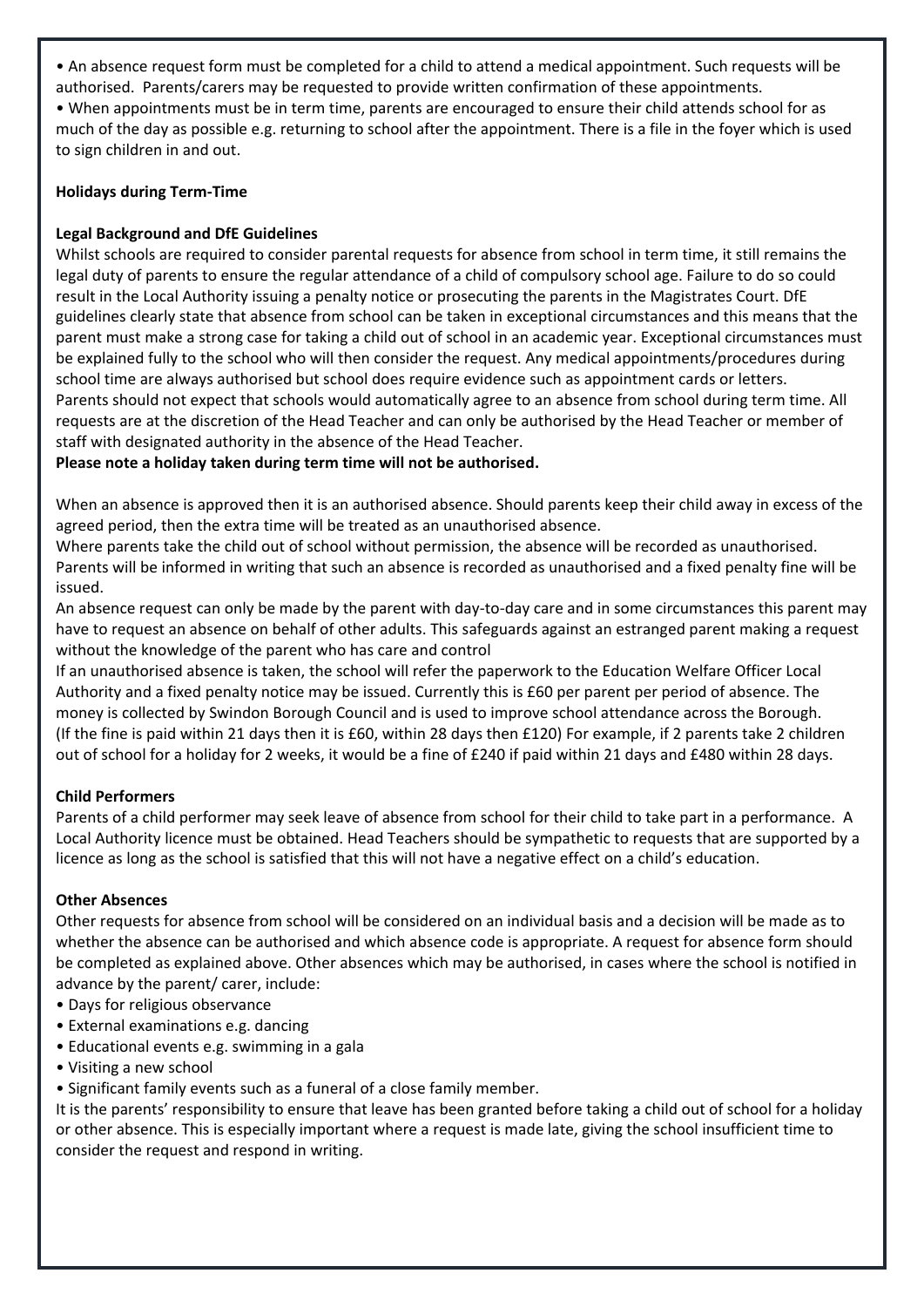- An absence request form must be completed for a child to attend a medical appointment. Such requests will be authorised. Parents/carers may be requested to provide written confirmation of these appointments.
- When appointments must be in term time, parents are encouraged to ensure their child attends school for as much of the day as possible e.g. returning to school after the appointment. There is a file in the foyer which is used to sign children in and out.

**Holidays during Term-Time**

**Legal Background and DfE Guidelines**

Whilst schools are required to consider parental requests for absence from school in term time, it still remains the legal duty of parents to ensure the regular attendance of a child of compulsory school age. Failure to do so could result in the Local Authority issuing a penalty notice or prosecuting the parents in the Magistrates Court. DfE guidelines clearly state that absence from school can be taken in exceptional circumstances and this means that the parent must make a strong case for taking a child out of school in an academic year. Exceptional circumstances must be explained fully to the school who will then consider the request. Any medical appointments/procedures during school time are always authorised but school does require evidence such as appointment cards or letters.
Parents should not expect that schools would automatically agree to an absence from school during term time. All requests are at the discretion of the Head Teacher and can only be authorised by the Head Teacher or member of staff with designated authority in the absence of the Head Teacher.

**Please note a holiday taken during term time will not be authorised.**

When an absence is approved then it is an authorised absence. Should parents keep their child away in excess of the agreed period, then the extra time will be treated as an unauthorised absence.
Where parents take the child out of school without permission, the absence will be recorded as unauthorised. Parents will be informed in writing that such an absence is recorded as unauthorised and a fixed penalty fine will be issued.
An absence request can only be made by the parent with day-to-day care and in some circumstances this parent may have to request an absence on behalf of other adults. This safeguards against an estranged parent making a request without the knowledge of the parent who has care and control
If an unauthorised absence is taken, the school will refer the paperwork to the Education Welfare Officer Local Authority and a fixed penalty notice may be issued. Currently this is £60 per parent per period of absence. The money is collected by Swindon Borough Council and is used to improve school attendance across the Borough. (If the fine is paid within 21 days then it is £60, within 28 days then £120) For example, if 2 parents take 2 children out of school for a holiday for 2 weeks, it would be a fine of £240 if paid within 21 days and £480 within 28 days.

**Child Performers**

Parents of a child performer may seek leave of absence from school for their child to take part in a performance. A Local Authority licence must be obtained. Head Teachers should be sympathetic to requests that are supported by a licence as long as the school is satisfied that this will not have a negative effect on a child's education.

**Other Absences**

Other requests for absence from school will be considered on an individual basis and a decision will be made as to whether the absence can be authorised and which absence code is appropriate. A request for absence form should be completed as explained above. Other absences which may be authorised, in cases where the school is notified in advance by the parent/ carer, include:

- Days for religious observance
- External examinations e.g. dancing
- Educational events e.g. swimming in a gala
- Visiting a new school
- Significant family events such as a funeral of a close family member.

It is the parents' responsibility to ensure that leave has been granted before taking a child out of school for a holiday or other absence. This is especially important where a request is made late, giving the school insufficient time to consider the request and respond in writing.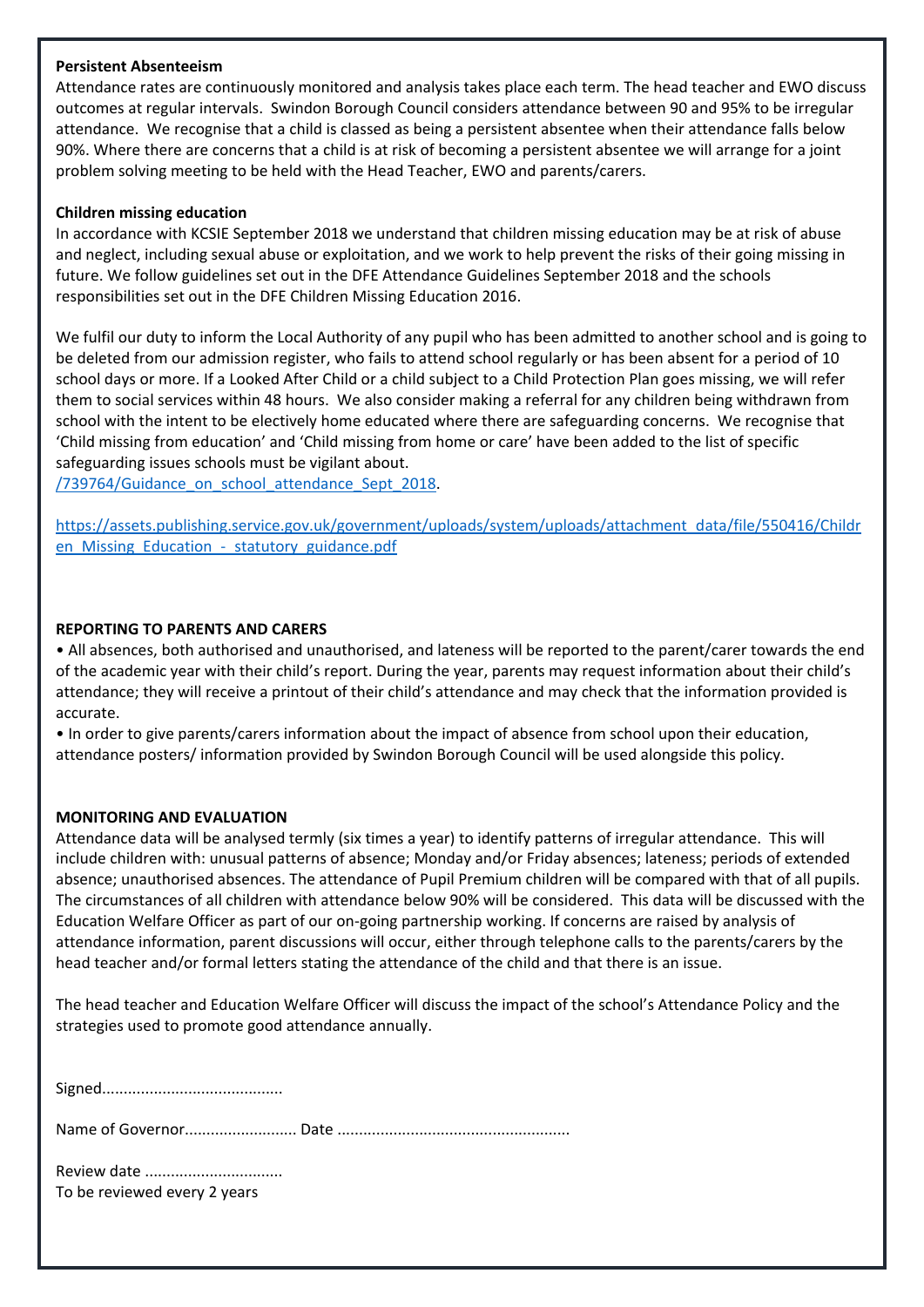**Persistent Absenteeism**

Attendance rates are continuously monitored and analysis takes place each term. The head teacher and EWO discuss outcomes at regular intervals. Swindon Borough Council considers attendance between 90 and 95% to be irregular attendance. We recognise that a child is classed as being a persistent absentee when their attendance falls below 90%. Where there are concerns that a child is at risk of becoming a persistent absentee we will arrange for a joint problem solving meeting to be held with the Head Teacher, EWO and parents/carers.

**Children missing education**

In accordance with KCSIE September 2018 we understand that children missing education may be at risk of abuse and neglect, including sexual abuse or exploitation, and we work to help prevent the risks of their going missing in future. We follow guidelines set out in the DFE Attendance Guidelines September 2018 and the schools responsibilities set out in the DFE Children Missing Education 2016.

We fulfil our duty to inform the Local Authority of any pupil who has been admitted to another school and is going to be deleted from our admission register, who fails to attend school regularly or has been absent for a period of 10 school days or more. If a Looked After Child or a child subject to a Child Protection Plan goes missing, we will refer them to social services within 48 hours. We also consider making a referral for any children being withdrawn from school with the intent to be electively home educated where there are safeguarding concerns. We recognise that 'Child missing from education' and 'Child missing from home or care' have been added to the list of specific safeguarding issues schools must be vigilant about.
/739764/Guidance_on_school_attendance_Sept_2018.

https://assets.publishing.service.gov.uk/government/uploads/system/uploads/attachment_data/file/550416/Children_Missing_Education_-_statutory_guidance.pdf

**REPORTING TO PARENTS AND CARERS**

- All absences, both authorised and unauthorised, and lateness will be reported to the parent/carer towards the end of the academic year with their child's report. During the year, parents may request information about their child's attendance; they will receive a printout of their child's attendance and may check that the information provided is accurate.
- In order to give parents/carers information about the impact of absence from school upon their education, attendance posters/ information provided by Swindon Borough Council will be used alongside this policy.

**MONITORING AND EVALUATION**

Attendance data will be analysed termly (six times a year) to identify patterns of irregular attendance. This will include children with: unusual patterns of absence; Monday and/or Friday absences; lateness; periods of extended absence; unauthorised absences. The attendance of Pupil Premium children will be compared with that of all pupils. The circumstances of all children with attendance below 90% will be considered. This data will be discussed with the Education Welfare Officer as part of our on-going partnership working. If concerns are raised by analysis of attendance information, parent discussions will occur, either through telephone calls to the parents/carers by the head teacher and/or formal letters stating the attendance of the child and that there is an issue.

The head teacher and Education Welfare Officer will discuss the impact of the school's Attendance Policy and the strategies used to promote good attendance annually.

Signed.........................................

Name of Governor.......................... Date .....................................................

Review date ...............................
To be reviewed every 2 years